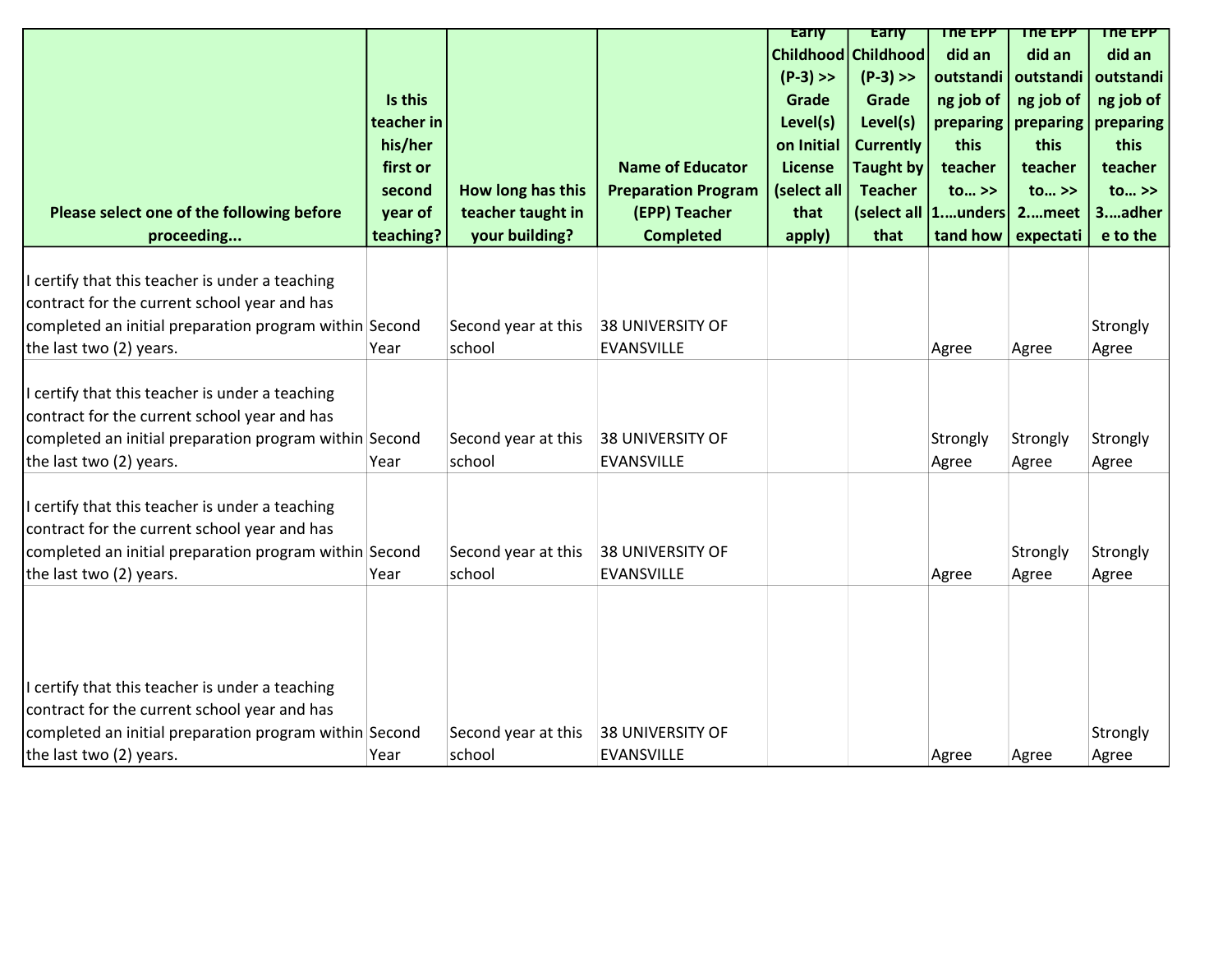| Please select one of the following before proceeding... | Is this teacher in his/her first or second year of teaching? | How long has this teacher taught in your building? | Name of Educator Preparation Program (EPP) Teacher Completed | Early Childhood (P-3) >> Grade Level(s) on Initial License (select all that apply) | Early Childhood (P-3) >> Grade Level(s) Currently Taught by Teacher (select all that | The EPP did an outstanding job of preparing this teacher to... >> 1....understand how | The EPP did an outstanding job of preparing this teacher to... >> 2....meet expectati | The EPP did an outstanding job of preparing this teacher to... >> 3....adhere to the |
|---|---|---|---|---|---|---|---|---|
| I certify that this teacher is under a teaching contract for the current school year and has completed an initial preparation program within the last two (2) years. | Second Year | Second year at this school | 38 UNIVERSITY OF EVANSVILLE | | | Agree | Agree | Strongly Agree |
| I certify that this teacher is under a teaching contract for the current school year and has completed an initial preparation program within the last two (2) years. | Second Year | Second year at this school | 38 UNIVERSITY OF EVANSVILLE | | | Strongly Agree | Strongly Agree | Strongly Agree |
| I certify that this teacher is under a teaching contract for the current school year and has completed an initial preparation program within the last two (2) years. | Second Year | Second year at this school | 38 UNIVERSITY OF EVANSVILLE | | | Agree | Strongly Agree | Strongly Agree |
| I certify that this teacher is under a teaching contract for the current school year and has completed an initial preparation program within the last two (2) years. | Second Year | Second year at this school | 38 UNIVERSITY OF EVANSVILLE | | | Agree | Agree | Strongly Agree |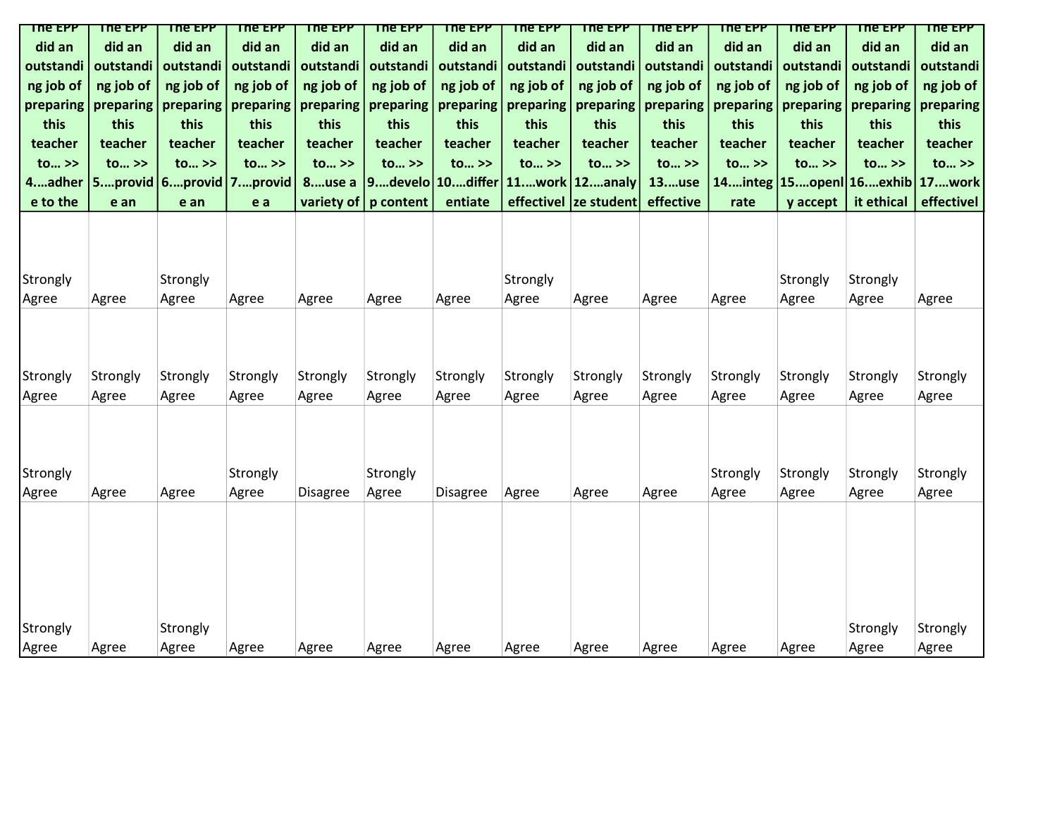| The EPP did an outstanding job of preparing this teacher to… >> 4….adhere to the | The EPP did an outstanding job of preparing this teacher to… >> 5….provide an | The EPP did an outstanding job of preparing this teacher to… >> 6….provide an | The EPP did an outstanding job of preparing this teacher to… >> 7….provide a | The EPP did an outstanding job of preparing this teacher to… >> 8….use a variety of | The EPP did an outstanding job of preparing this teacher to… >> 9….develop content | The EPP did an outstanding job of preparing this teacher to… >> 10….differentiate | The EPP did an outstanding job of preparing this teacher to… >> 11….work effectivel | The EPP did an outstanding job of preparing this teacher to… >> 12….analyze student | The EPP did an outstanding job of preparing this teacher to… >> 13….use effective | The EPP did an outstanding job of preparing this teacher to… >> 14….integrate | The EPP did an outstanding job of preparing this teacher to… >> 15….openly accept | The EPP did an outstanding job of preparing this teacher to… >> 16….exhibit ethical | The EPP did an outstanding job of preparing this teacher to… >> 17….work effectivel |
|---|---|---|---|---|---|---|---|---|---|---|---|---|---|
| Strongly Agree | Agree | Strongly Agree | Agree | Agree | Agree | Agree | Strongly Agree | Agree | Agree | Agree | Strongly Agree | Strongly Agree | Agree |
| Strongly Agree | Strongly Agree | Strongly Agree | Strongly Agree | Strongly Agree | Strongly Agree | Strongly Agree | Strongly Agree | Strongly Agree | Strongly Agree | Strongly Agree | Strongly Agree | Strongly Agree | Strongly Agree |
| Strongly Agree | Agree | Agree | Strongly Agree | Disagree | Strongly Agree | Disagree | Agree | Agree | Agree | Strongly Agree | Strongly Agree | Strongly Agree | Strongly Agree |
| Strongly Agree | Agree | Strongly Agree | Agree | Agree | Agree | Agree | Agree | Agree | Agree | Agree | Agree | Strongly Agree | Strongly Agree |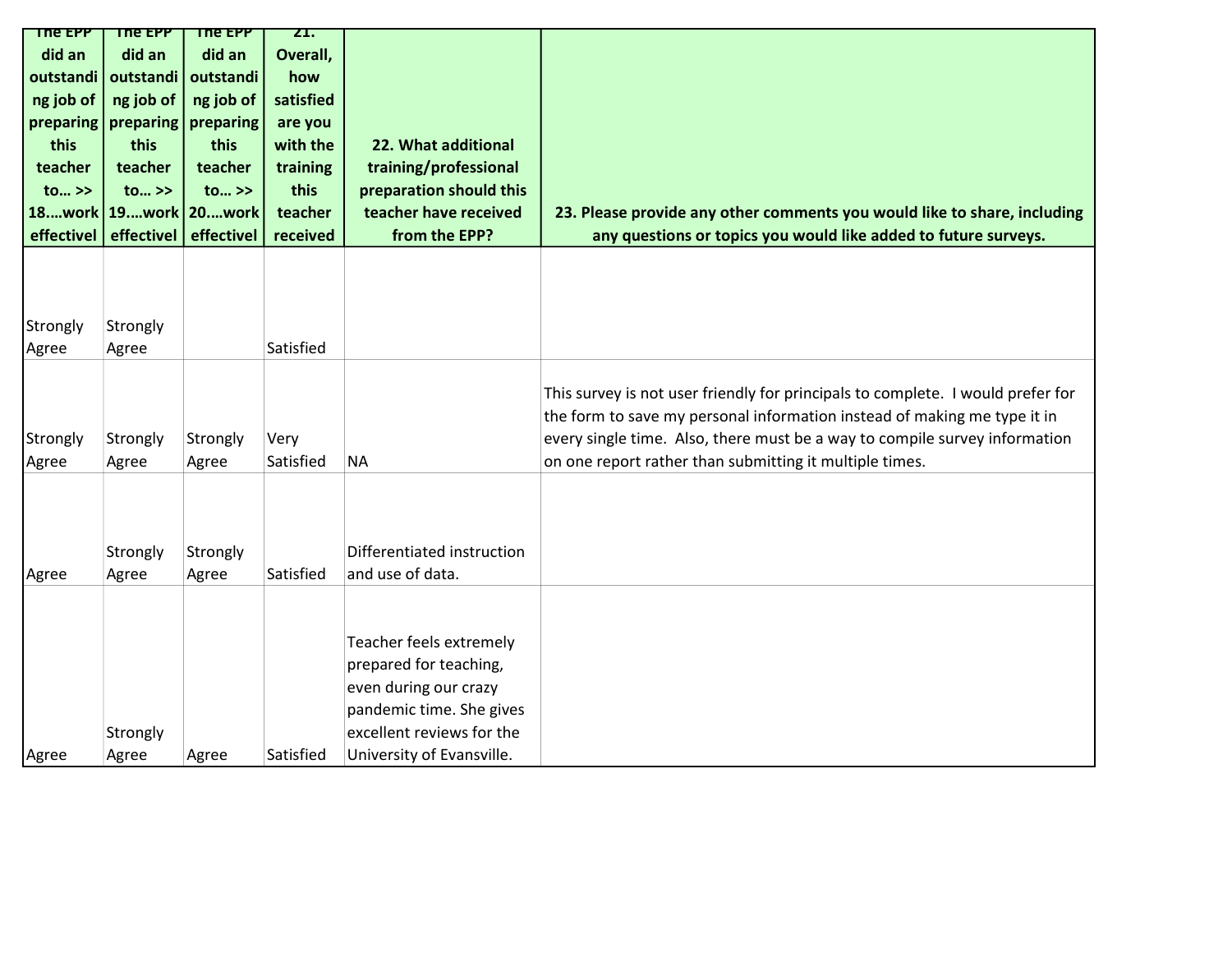| The EPP did an outstanding job of preparing this teacher to… >> 18....work effectivel | The EPP did an outstanding job of preparing this teacher to… >> 19....work effectivel | The EPP did an outstanding job of preparing this teacher to… >> 20....work effectivel | 21. Overall, how satisfied are you with the training this teacher received | 22. What additional training/professional preparation should this teacher have received from the EPP? | 23. Please provide any other comments you would like to share, including any questions or topics you would like added to future surveys. |
|---|---|---|---|---|---|
| Strongly Agree | Strongly Agree | | Satisfied | | |
| Strongly Agree | Strongly Agree | Strongly Agree | Very Satisfied | NA | This survey is not user friendly for principals to complete. I would prefer for the form to save my personal information instead of making me type it in every single time. Also, there must be a way to compile survey information on one report rather than submitting it multiple times. |
| Agree | Strongly Agree | Strongly Agree | Satisfied | Differentiated instruction and use of data. | |
| Agree | Strongly Agree | Agree | Satisfied | Teacher feels extremely prepared for teaching, even during our crazy pandemic time. She gives excellent reviews for the University of Evansville. | |